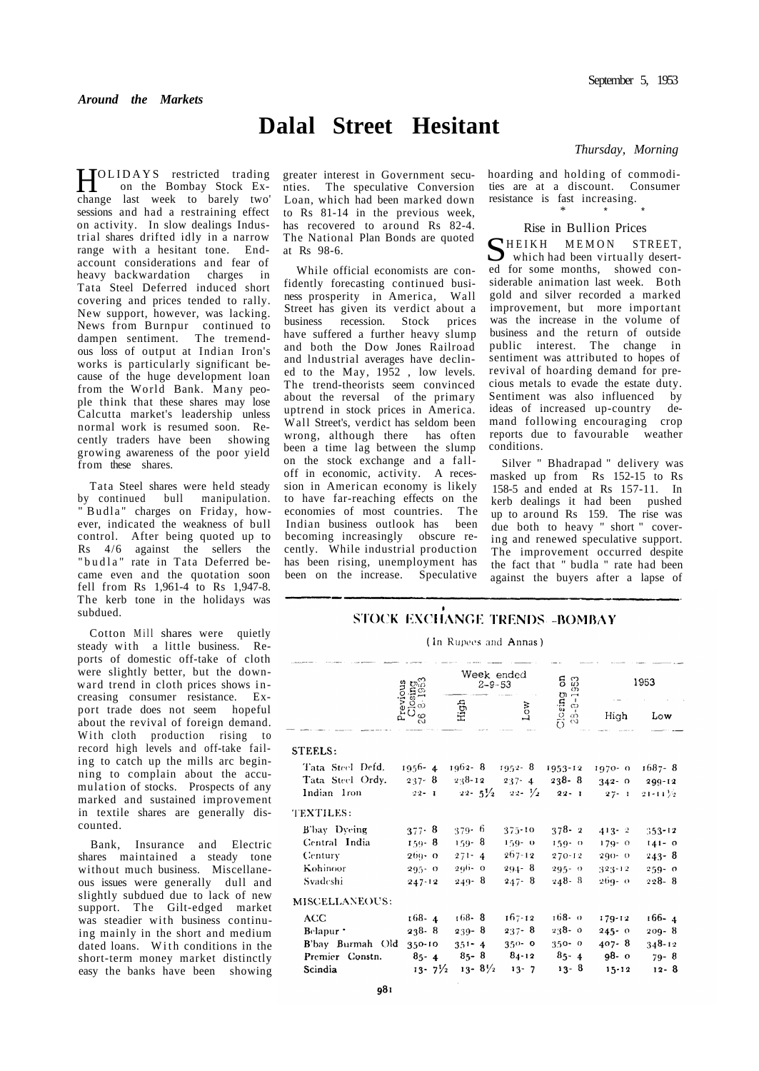*Around the Markets*

# Dalal Street Hesitant

*Thursday, Morning*

HOLIDAYS restricted trading on the Bombay Stock Exchange last week to barely two' sessions and had a restraining effect on activity. In slow dealings Industrial shares drifted idly in a narrow range with a hesitant tone. End-account considerations and fear of heavy backwardation charges in Tata Steel Deferred induced short covering and prices tended to rally. New support, however, was lacking. News from Burnpur continued to dampen sentiment. The tremendous loss of output at Indian Iron's works is particularly significant because of the huge development loan from the World Bank. Many people think that these shares may lose Calcutta market's leadership unless normal work is resumed soon. Recently traders have been showing growing awareness of the poor yield from these shares.

Tata Steel shares were held steady by continued bull manipulation. " Budla" charges on Friday, however, indicated the weakness of bull control. After being quoted up to Rs 4/6 against the sellers the "budla" rate in Tata Deferred became even and the quotation soon fell from Rs 1,961-4 to Rs 1,947-8. The kerb tone in the holidays was subdued.

Cotton Mill shares were quietly steady with a little business. Reports of domestic off-take of cloth were slightly better, but the downward trend in cloth prices shows increasing consumer resistance. Export trade does not seem hopeful about the revival of foreign demand. With cloth production rising to record high levels and off-take failing to catch up the mills arc beginning to complain about the accumulation of stocks. Prospects of any marked and sustained improvement in textile shares are generally discounted.

Bank, Insurance and Electric shares maintained a steady tone without much business. Miscellaneous issues were generally dull and slightly subdued due to lack of new support. The Gilt-edged market was steadier with business continuing mainly in the short and medium dated loans. With conditions in the short-term money market distinctly easy the banks have been showing greater interest in Government securities. The speculative Conversion Loan, which had been marked down to Rs 81-14 in the previous week, has recovered to around Rs 82-4. The National Plan Bonds are quoted at Rs 98-6.

While official economists are confidently forecasting continued business prosperity in America, Wall Street has given its verdict about a business recession. Stock prices have suffered a further heavy slump and both the Dow Jones Railroad and Industrial averages have declined to the May, 1952 , low levels. The trend-theorists seem convinced about the reversal of the primary uptrend in stock prices in America. Wall Street's, verdict has seldom been wrong, although there has often been a time lag between the slump on the stock exchange and a fall-off in economic, activity. A recession in American economy is likely to have far-reaching effects on the economies of most countries. The Indian business outlook has been becoming increasingly obscure recently. While industrial production has been rising, unemployment has been on the increase. Speculative hoarding and holding of commodities are at a discount. Consumer resistance is fast increasing.

\* \* \*

## Rise in Bullion Prices

SHEIKH MEMON STREET, which had been virtually deserted for some months, showed considerable animation last week. Both gold and silver recorded a marked improvement, but more important was the increase in the volume of business and the return of outside public interest. The change in sentiment was attributed to hopes of revival of hoarding demand for precious metals to evade the estate duty. Sentiment was also influenced by ideas of increased up-country demand following encouraging crop reports due to favourable weather conditions.

Silver " Bhadrapad " delivery was masked up from Rs 152-15 to Rs 158-5 and ended at Rs 157-11. In kerb dealings it had been pushed up to around Rs 159. The rise was due both to heavy " short " covering and renewed speculative support. The improvement occurred despite the fact that " budla " rate had been against the buyers after a lapse of

## STOCK EXCHANGE TRENDS -BOMBAY

(In Rupees and Annas)

| | Previous Closing 26-8-1953 | Week ended 2-9-53 | | Closing on 28-8-1953 | 1953 | |
|---|---|---|---|---|---|---|
| | | High | Low | | High | Low |
| **STEELS:** | | | | | | |
| Tata Steel Defd. | 1956- 4 | 1962- 8 | 1952- 8 | 1953-12 | 1970- 0 | 1687- 8 |
| Tata Steel Ordy. | 237- 8 | 238-12 | 237- 4 | 238- 8 | 342- 0 | 299-12 |
| Indian Iron | 22- 1 | 22- 5½ | 22- ½ | 22- 1 | 27- 1 | 21-11½ |
| **TEXTILES:** | | | | | | |
| B'bay Dyeing | 377- 8 | 379- 6 | 375-10 | 378- 2 | 413- 2 | 353-12 |
| Central India | 159- 8 | 159- 8 | 159- 0 | 159- 0 | 179- 0 | 141- 0 |
| Century | 269- 0 | 271- 4 | 267-12 | 270-12 | 290- 0 | 243- 8 |
| Kohinoor | 295- 0 | 296- 0 | 294- 8 | 295- 0 | 323-12 | 259- 0 |
| Svadeshi | 247-12 | 249- 8 | 247- 8 | 248- 8 | 269- 0 | 228- 8 |
| **MISCELLANEOUS:** | | | | | | |
| ACC | 168- 4 | 168- 8 | 167-12 | 168- 0 | 179-12 | 166- 4 |
| Belapur * | 238- 8 | 239- 8 | 237- 8 | 238- 0 | 245- 0 | 209- 8 |
| B'bay Burmah Old | 350-10 | 351- 4 | 350- 0 | 350- 0 | 407- 8 | 348-12 |
| Premier Constn. | 85- 4 | 85- 8 | 84-12 | 85- 4 | 98- 0 | 79- 8 |
| Scindia | 13- 7½ | 13- 8½ | 13- 7 | 13- 8 | 15-12 | 12- 8 |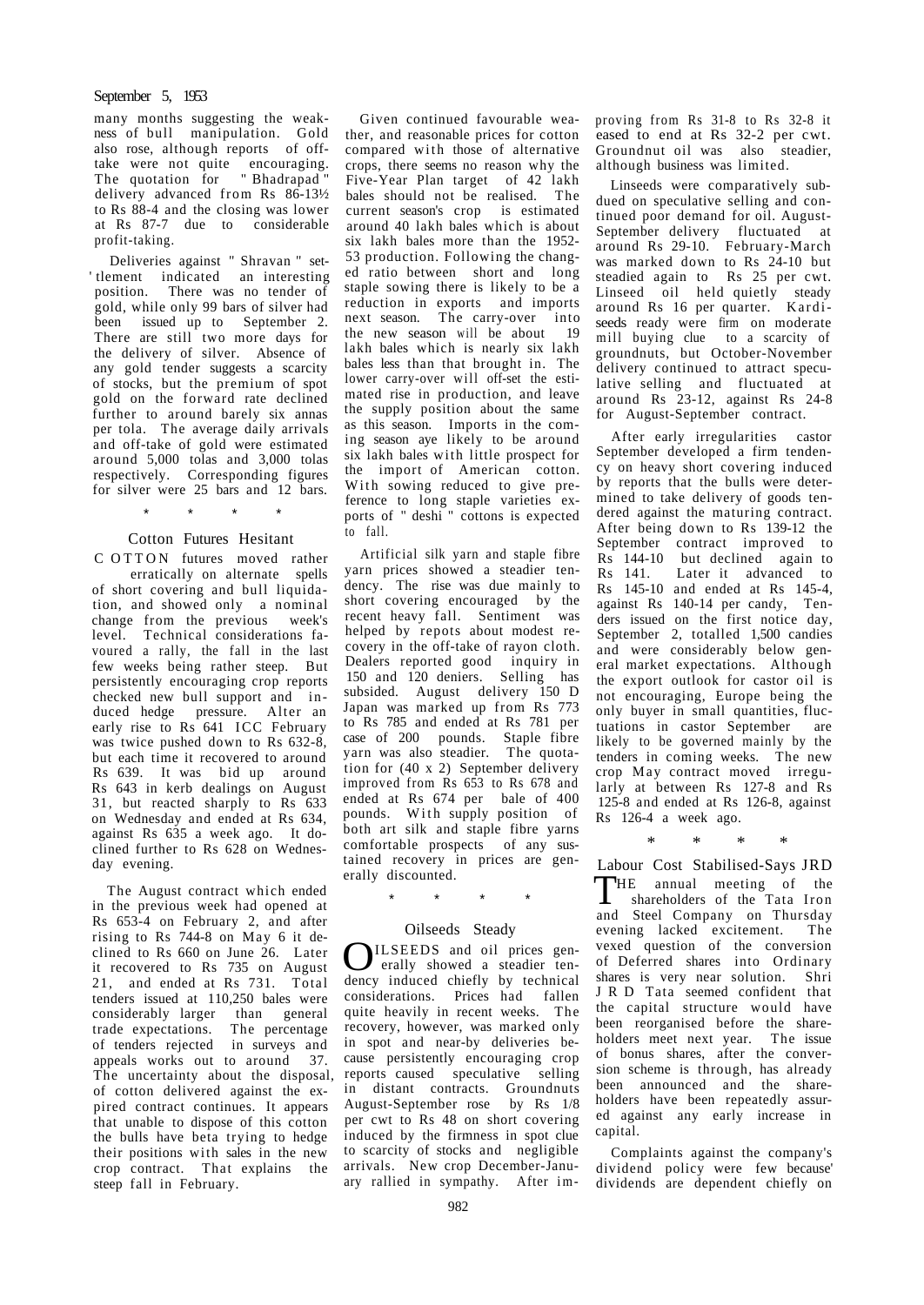many months suggesting the weakness of bull manipulation. Gold also rose, although reports of offtake were not quite encouraging. The quotation for " Bhadrapad " delivery advanced from Rs 86-13½ to Rs 88-4 and the closing was lower at Rs 87-7 due to considerable profit-taking.

Deliveries against " Shravan " settlement indicated an interesting position. There was no tender of gold, while only 99 bars of silver had been issued up to September 2. There are still two more days for the delivery of silver. Absence of any gold tender suggests a scarcity of stocks, but the premium of spot gold on the forward rate declined further to around barely six annas per tola. The average daily arrivals and off-take of gold were estimated around 5,000 tolas and 3,000 tolas respectively. Corresponding figures for silver were 25 bars and 12 bars.

\* \* \* \*

## Cotton Futures Hesitant

COTTON futures moved rather erratically on alternate spells of short covering and bull liquidation, and showed only a nominal change from the previous week's level. Technical considerations favoured a rally, the fall in the last few weeks being rather steep. But persistently encouraging crop reports checked new bull support and induced hedge pressure. Alter an early rise to Rs 641 ICC February was twice pushed down to Rs 632-8, but each time it recovered to around Rs 639. It was bid up around Rs 643 in kerb dealings on August 31, but reacted sharply to Rs 633 on Wednesday and ended at Rs 634, against Rs 635 a week ago. It doclined further to Rs 628 on Wednesday evening.

The August contract which ended in the previous week had opened at Rs 653-4 on February 2, and after rising to Rs 744-8 on May 6 it declined to Rs 660 on June 26. Later it recovered to Rs 735 on August 21, and ended at Rs 731. Total tenders issued at 110,250 bales were considerably larger than general trade expectations. The percentage of tenders rejected in surveys and appeals works out to around 37. The uncertainty about the disposal, of cotton delivered against the expired contract continues. It appears that unable to dispose of this cotton the bulls have beta trying to hedge their positions with sales in the new crop contract. That explains the steep fall in February.

Given continued favourable weather, and reasonable prices for cotton compared with those of alternative crops, there seems no reason why the Five-Year Plan target of 42 lakh bales should not be realised. The current season's crop is estimated around 40 lakh bales which is about six lakh bales more than the 1952-53 production. Following the changed ratio between short and long staple sowing there is likely to be a reduction in exports and imports next season. The carry-over into the new season will be about 19 lakh bales which is nearly six lakh bales less than that brought in. The lower carry-over will off-set the estimated rise in production, and leave the supply position about the same as this season. Imports in the coming season aye likely to be around six lakh bales with little prospect for the import of American cotton. With sowing reduced to give preference to long staple varieties exports of " deshi " cottons is expected to fall.

Artificial silk yarn and staple fibre yarn prices showed a steadier tendency. The rise was due mainly to short covering encouraged by the recent heavy fall. Sentiment was helped by repots about modest recovery in the off-take of rayon cloth. Dealers reported good inquiry in 150 and 120 deniers. Selling has subsided. August delivery 150 D Japan was marked up from Rs 773 to Rs 785 and ended at Rs 781 per case of 200 pounds. Staple fibre yarn was also steadier. The quotation for (40 x 2) September delivery improved from Rs 653 to Rs 678 and ended at Rs 674 per bale of 400 pounds. With supply position of both art silk and staple fibre yarns comfortable prospects of any sustained recovery in prices are generally discounted.

\* \* \* \*

## Oilseeds Steady

OILSEEDS and oil prices generally showed a steadier tendency induced chiefly by technical considerations. Prices had fallen quite heavily in recent weeks. The recovery, however, was marked only in spot and near-by deliveries because persistently encouraging crop reports caused speculative selling in distant contracts. Groundnuts August-September rose by Rs 1/8 per cwt to Rs 48 on short covering induced by the firmness in spot clue to scarcity of stocks and negligible arrivals. New crop December-January rallied in sympathy. After improving from Rs 31-8 to Rs 32-8 it eased to end at Rs 32-2 per cwt. Groundnut oil was also steadier, although business was limited.

Linseeds were comparatively subdued on speculative selling and continued poor demand for oil. August-September delivery fluctuated at around Rs 29-10. February-March was marked down to Rs 24-10 but steadied again to Rs 25 per cwt. Linseed oil held quietly steady around Rs 16 per quarter. Kardiseeds ready were firm on moderate mill buying clue to a scarcity of groundnuts, but October-November delivery continued to attract speculative selling and fluctuated at around Rs 23-12, against Rs 24-8 for August-September contract.

After early irregularities castor September developed a firm tendency on heavy short covering induced by reports that the bulls were determined to take delivery of goods tendered against the maturing contract. After being down to Rs 139-12 the September contract improved to Rs 144-10 but declined again to Rs 141. Later it advanced to Rs 145-10 and ended at Rs 145-4, against Rs 140-14 per candy, Tenders issued on the first notice day, September 2, totalled 1,500 candies and were considerably below general market expectations. Although the export outlook for castor oil is not encouraging, Europe being the only buyer in small quantities, fluctuations in castor September are likely to be governed mainly by the tenders in coming weeks. The new crop May contract moved irregularly at between Rs 127-8 and Rs 125-8 and ended at Rs 126-8, against Rs 126-4 a week ago.

\* \* \* \*

## Labour Cost Stabilised-Says JRD

THE annual meeting of the shareholders of the Tata Iron and Steel Company on Thursday evening lacked excitement. The vexed question of the conversion of Deferred shares into Ordinary shares is very near solution. Shri J R D Tata seemed confident that the capital structure would have been reorganised before the shareholders meet next year. The issue of bonus shares, after the conversion scheme is through, has already been announced and the shareholders have been repeatedly assured against any early increase in capital.

Complaints against the company's dividend policy were few because' dividends are dependent chiefly on